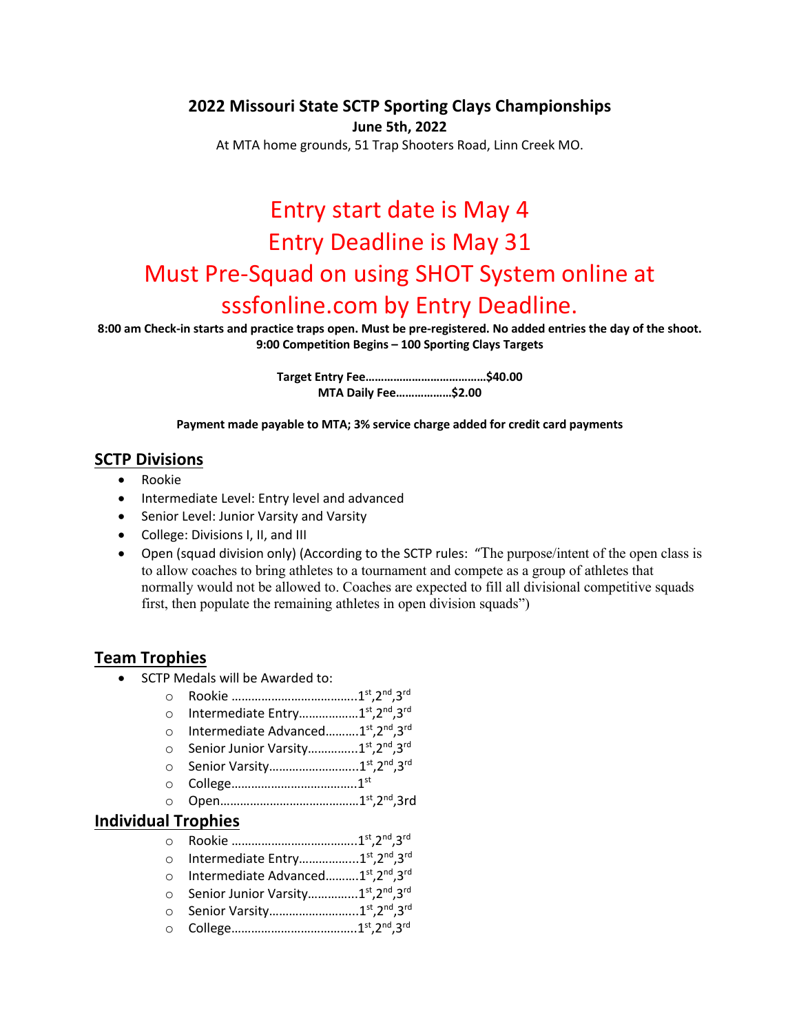# 2022 Missouri State SCTP Sporting Clays Championships

**June 5th, 2022**

At MTA home grounds, 51 Trap Shooters Road, Linn Creek MO.

## Entry start date is May 4
## Entry Deadline is May 31
## Must Pre-Squad on using SHOT System online at sssfonline.com by Entry Deadline.

**8:00 am Check-in starts and practice traps open. Must be pre-registered. No added entries the day of the shoot.**
**9:00 Competition Begins – 100 Sporting Clays Targets**

**Target Entry Fee………………………………..$40.00**
**MTA Daily Fee………………$2.00**

**Payment made payable to MTA; 3% service charge added for credit card payments**

## SCTP Divisions

- Rookie
- Intermediate Level: Entry level and advanced
- Senior Level: Junior Varsity and Varsity
- College: Divisions I, II, and III
- Open (squad division only) (According to the SCTP rules: "The purpose/intent of the open class is to allow coaches to bring athletes to a tournament and compete as a group of athletes that normally would not be allowed to. Coaches are expected to fill all divisional competitive squads first, then populate the remaining athletes in open division squads")

## Team Trophies

- SCTP Medals will be Awarded to:
  - Rookie ……………………………….1st,2nd,3rd
  - Intermediate Entry……………..1st,2nd,3rd
  - Intermediate Advanced……….1st,2nd,3rd
  - Senior Junior Varsity…………..1st,2nd,3rd
  - Senior Varsity……………………..1st,2nd,3rd
  - College……………………………….1st
  - Open…………………………………..1st,2nd,3rd

## Individual Trophies

- Rookie ……………………………….1st,2nd,3rd
- Intermediate Entry……………..1st,2nd,3rd
- Intermediate Advanced……….1st,2nd,3rd
- Senior Junior Varsity…………..1st,2nd,3rd
- Senior Varsity……………………..1st,2nd,3rd
- College……………………………….1st,2nd,3rd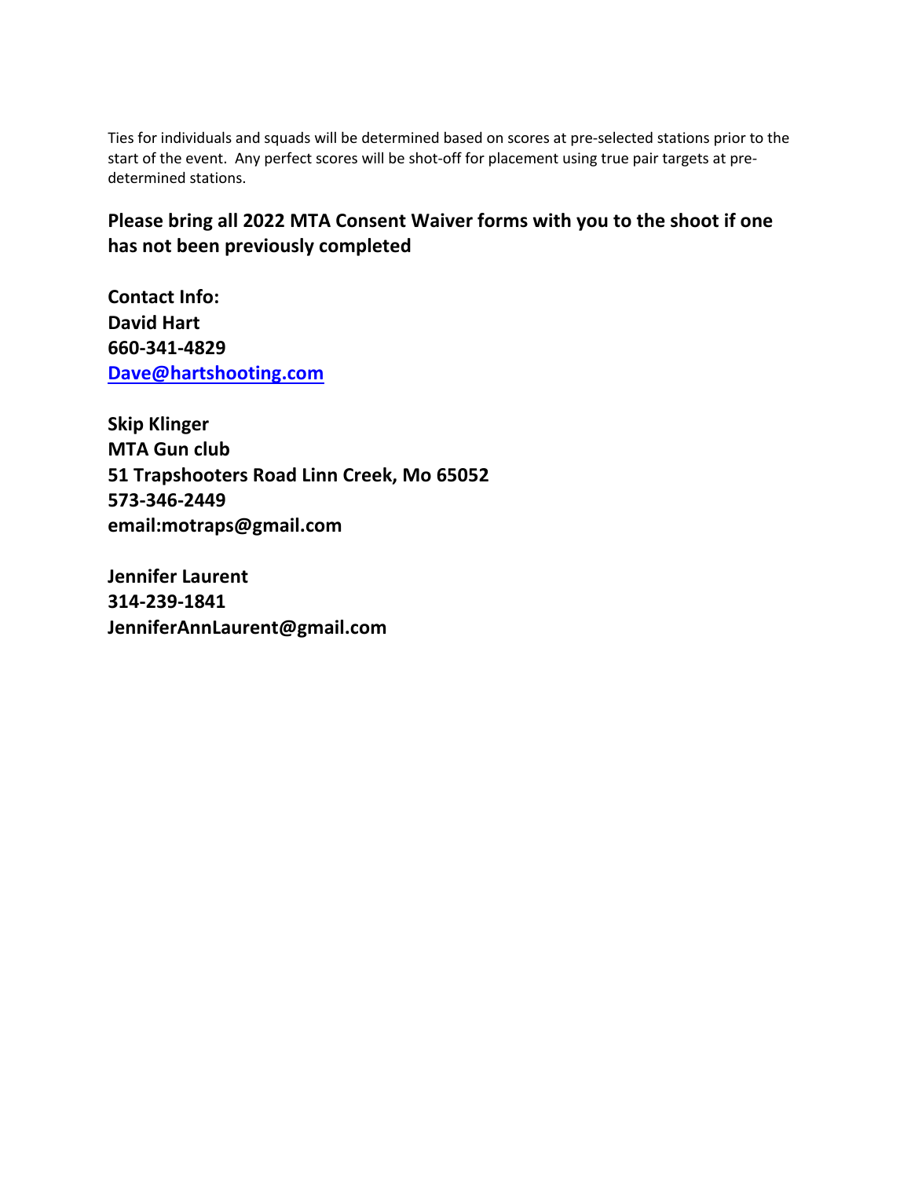Ties for individuals and squads will be determined based on scores at pre-selected stations prior to the start of the event. Any perfect scores will be shot-off for placement using true pair targets at pre-determined stations.

**Please bring all 2022 MTA Consent Waiver forms with you to the shoot if one has not been previously completed**

**Contact Info:**
**David Hart**
**660-341-4829**
**Dave@hartshooting.com**

**Skip Klinger**
**MTA Gun club**
**51 Trapshooters Road Linn Creek, Mo 65052**
**573-346-2449**
**email:motraps@gmail.com**

**Jennifer Laurent**
**314-239-1841**
**JenniferAnnLaurent@gmail.com**